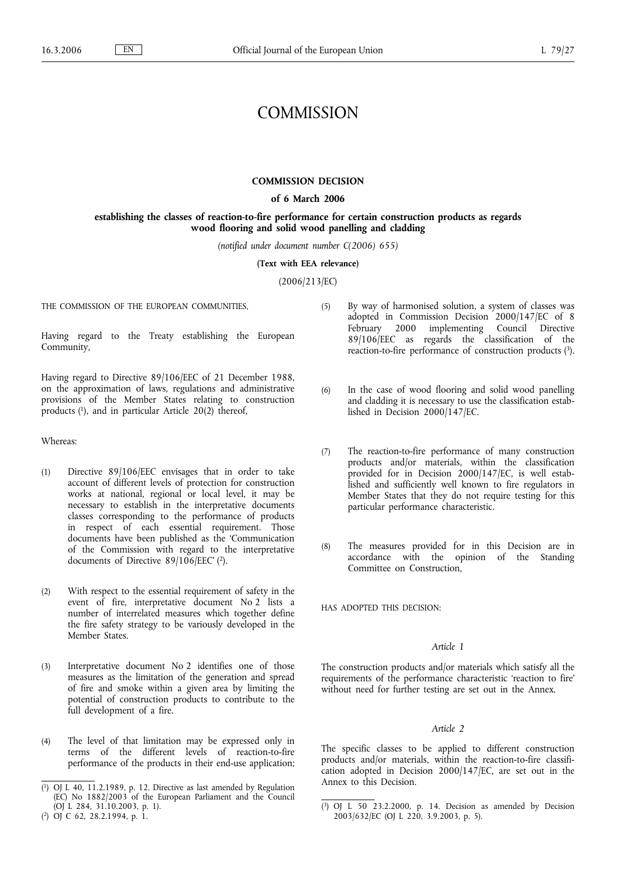# COMMISSION

## COMMISSION DECISION

### of 6 March 2006

### establishing the classes of reaction-to-fire performance for certain construction products as regards wood flooring and solid wood panelling and cladding

*(notified under document number C(2006) 655)*

**(Text with EEA relevance)**

(2006/213/EC)

THE COMMISSION OF THE EUROPEAN COMMUNITIES,

Having regard to the Treaty establishing the European Community,

Having regard to Directive 89/106/EEC of 21 December 1988, on the approximation of laws, regulations and administrative provisions of the Member States relating to construction products [1], and in particular Article 20(2) thereof,

Whereas:

(1) Directive 89/106/EEC envisages that in order to take account of different levels of protection for construction works at national, regional or local level, it may be necessary to establish in the interpretative documents classes corresponding to the performance of products in respect of each essential requirement. Those documents have been published as the 'Communication of the Commission with regard to the interpretative documents of Directive 89/106/EEC' [2].

(2) With respect to the essential requirement of safety in the event of fire, interpretative document No 2 lists a number of interrelated measures which together define the fire safety strategy to be variously developed in the Member States.

(3) Interpretative document No 2 identifies one of those measures as the limitation of the generation and spread of fire and smoke within a given area by limiting the potential of construction products to contribute to the full development of a fire.

(4) The level of that limitation may be expressed only in terms of the different levels of reaction-to-fire performance of the products in their end-use application;

(5) By way of harmonised solution, a system of classes was adopted in Commission Decision 2000/147/EC of 8 February 2000 implementing Council Directive 89/106/EEC as regards the classification of the reaction-to-fire performance of construction products [3].

(6) In the case of wood flooring and solid wood panelling and cladding it is necessary to use the classification established in Decision 2000/147/EC.

(7) The reaction-to-fire performance of many construction products and/or materials, within the classification provided for in Decision 2000/147/EC, is well established and sufficiently well known to fire regulators in Member States that they do not require testing for this particular performance characteristic.

(8) The measures provided for in this Decision are in accordance with the opinion of the Standing Committee on Construction,

HAS ADOPTED THIS DECISION:

*Article 1*

The construction products and/or materials which satisfy all the requirements of the performance characteristic 'reaction to fire' without need for further testing are set out in the Annex.

*Article 2*

The specific classes to be applied to different construction products and/or materials, within the reaction-to-fire classification adopted in Decision 2000/147/EC, are set out in the Annex to this Decision.

---

[1] OJ L 40, 11.2.1989, p. 12. Directive as last amended by Regulation (EC) No 1882/2003 of the European Parliament and the Council (OJ L 284, 31.10.2003, p. 1).

[2] OJ C 62, 28.2.1994, p. 1.

[3] OJ L 50 23.2.2000, p. 14. Decision as amended by Decision 2003/632/EC (OJ L 220, 3.9.2003, p. 5).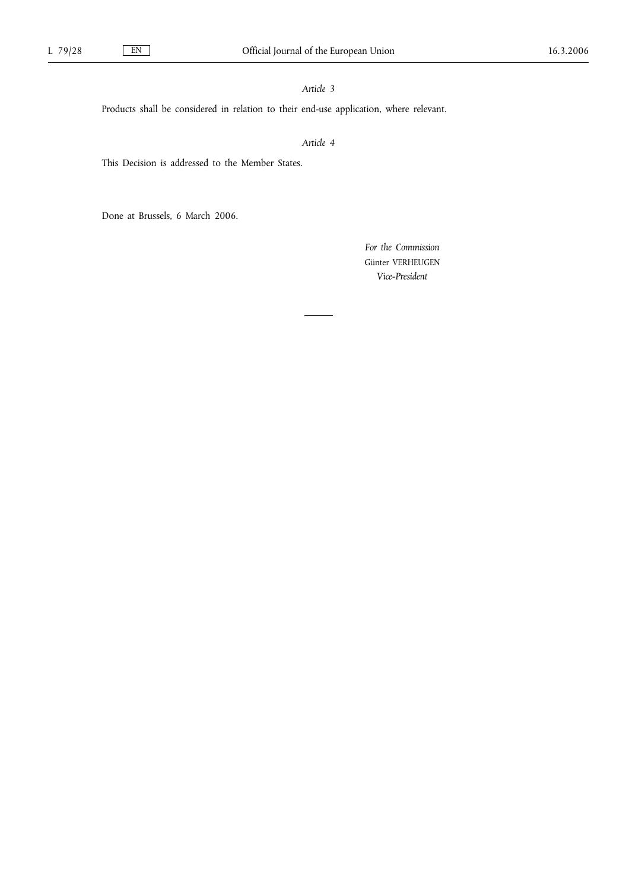*Article 3*

Products shall be considered in relation to their end-use application, where relevant.

*Article 4*

This Decision is addressed to the Member States.

Done at Brussels, 6 March 2006.

*For the Commission*

Günter VERHEUGEN

*Vice-President*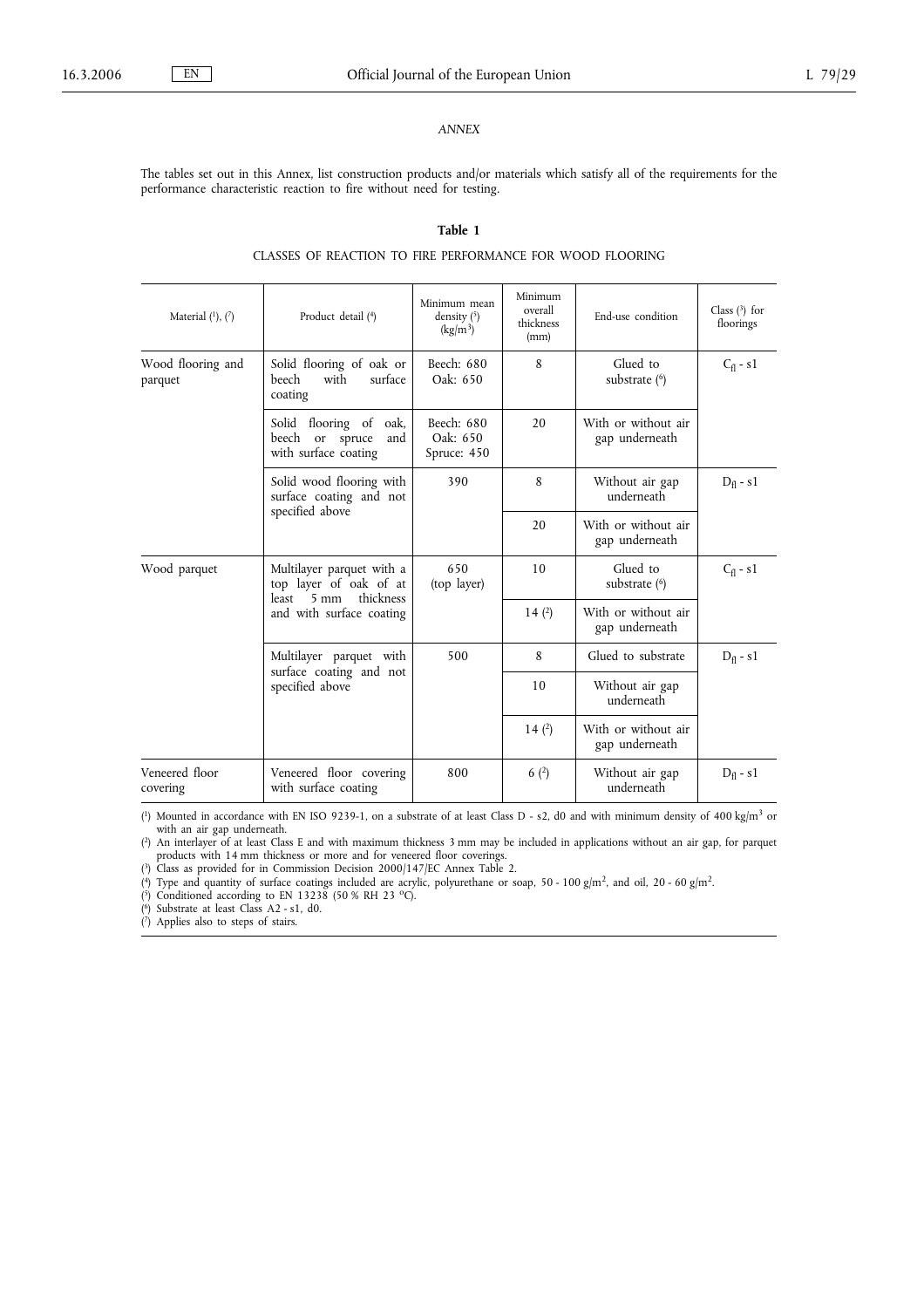*ANNEX*

The tables set out in this Annex, list construction products and/or materials which satisfy all of the requirements for the performance characteristic reaction to fire without need for testing.

**Table 1**

CLASSES OF REACTION TO FIRE PERFORMANCE FOR WOOD FLOORING

| Material [1], [7] | Product detail [4] | Minimum mean density [5] (kg/m³) | Minimum overall thickness (mm) | End-use condition | Class [3] for floorings |
|---|---|---|---|---|---|
| Wood flooring and parquet | Solid flooring of oak or beech with surface coating | Beech: 680 Oak: 650 | 8 | Glued to substrate [6] | $C_{fl}$ - s1 |
| | Solid flooring of oak, beech or spruce and with surface coating | Beech: 680 Oak: 650 Spruce: 450 | 20 | With or without air gap underneath | |
| | Solid wood flooring with surface coating and not specified above | 390 | 8 | Without air gap underneath | $D_{fl}$ - s1 |
| | | | 20 | With or without air gap underneath | |
| Wood parquet | Multilayer parquet with a top layer of oak of at least 5 mm thickness and with surface coating | 650 (top layer) | 10 | Glued to substrate [6] | $C_{fl}$ - s1 |
| | | | 14 [2] | With or without air gap underneath | |
| | Multilayer parquet with surface coating and not specified above | 500 | 8 | Glued to substrate | $D_{fl}$ - s1 |
| | | | 10 | Without air gap underneath | |
| | | | 14 [2] | With or without air gap underneath | |
| Veneered floor covering | Veneered floor covering with surface coating | 800 | 6 [2] | Without air gap underneath | $D_{fl}$ - s1 |

[1] Mounted in accordance with EN ISO 9239-1, on a substrate of at least Class D - s2, d0 and with minimum density of 400 kg/m³ or with an air gap underneath.

[2] An interlayer of at least Class E and with maximum thickness 3 mm may be included in applications without an air gap, for parquet products with 14 mm thickness or more and for veneered floor coverings.

[3] Class as provided for in Commission Decision 2000/147/EC Annex Table 2.

[4] Type and quantity of surface coatings included are acrylic, polyurethane or soap, 50 - 100 g/m², and oil, 20 - 60 g/m².

[5] Conditioned according to EN 13238 (50 % RH 23 °C).

[6] Substrate at least Class A2 - s1, d0.

[7] Applies also to steps of stairs.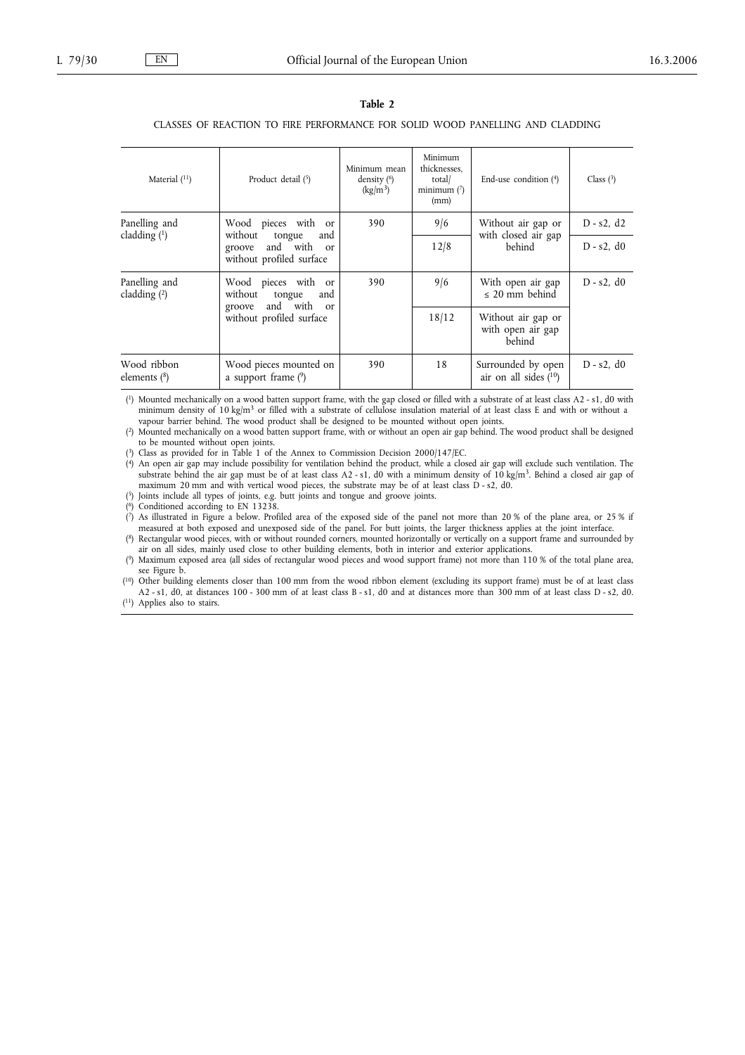**Table 2**

CLASSES OF REACTION TO FIRE PERFORMANCE FOR SOLID WOOD PANELLING AND CLADDING

| Material [11] | Product detail [5] | Minimum mean density [6] (kg/m$^3$) | Minimum thicknesses, total/ minimum [7] (mm) | End-use condition [4] | Class [3] |
|---|---|---|---|---|---|
| Panelling and cladding [1] | Wood pieces with or without tongue and groove and with or without profiled surface | 390 | 9/6 | Without air gap or with closed air gap behind | D - s2, d2 |
| | | | 12/8 | | D - s2, d0 |
| Panelling and cladding [2] | Wood pieces with or without tongue and groove and with or without profiled surface | 390 | 9/6 | With open air gap ≤ 20 mm behind | D - s2, d0 |
| | | | 18/12 | Without air gap or with open air gap behind | |
| Wood ribbon elements [8] | Wood pieces mounted on a support frame [9] | 390 | 18 | Surrounded by open air on all sides [10] | D - s2, d0 |

[1] Mounted mechanically on a wood batten support frame, with the gap closed or filled with a substrate of at least class A2 - s1, d0 with minimum density of 10 kg/m$^3$ or filled with a substrate of cellulose insulation material of at least class E and with or without a vapour barrier behind. The wood product shall be designed to be mounted without open joints.

[2] Mounted mechanically on a wood batten support frame, with or without an open air gap behind. The wood product shall be designed to be mounted without open joints.

[3] Class as provided for in Table 1 of the Annex to Commission Decision 2000/147/EC.

[4] An open air gap may include possibility for ventilation behind the product, while a closed air gap will exclude such ventilation. The substrate behind the air gap must be of at least class A2 - s1, d0 with a minimum density of 10 kg/m$^3$. Behind a closed air gap of maximum 20 mm and with vertical wood pieces, the substrate may be of at least class D - s2, d0.

[5] Joints include all types of joints, e.g. butt joints and tongue and groove joints.

[6] Conditioned according to EN 13238.

[7] As illustrated in Figure a below. Profiled area of the exposed side of the panel not more than 20 % of the plane area, or 25 % if measured at both exposed and unexposed side of the panel. For butt joints, the larger thickness applies at the joint interface.

[8] Rectangular wood pieces, with or without rounded corners, mounted horizontally or vertically on a support frame and surrounded by air on all sides, mainly used close to other building elements, both in interior and exterior applications.

[9] Maximum exposed area (all sides of rectangular wood pieces and wood support frame) not more than 110 % of the total plane area, see Figure b.

[10] Other building elements closer than 100 mm from the wood ribbon element (excluding its support frame) must be of at least class A2 - s1, d0, at distances 100 - 300 mm of at least class B - s1, d0 and at distances more than 300 mm of at least class D - s2, d0.

[11] Applies also to stairs.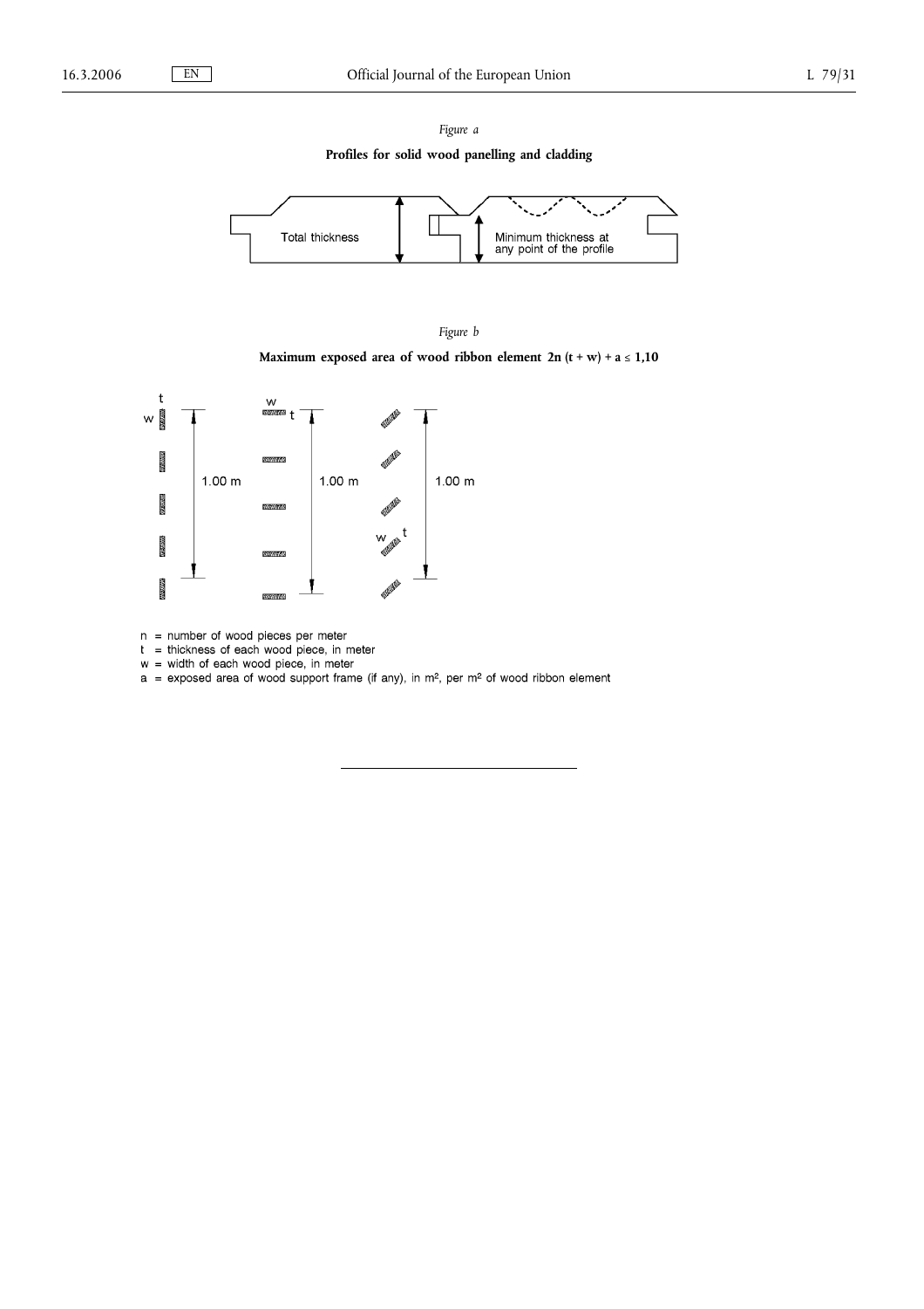*Figure a*

**Profiles for solid wood panelling and cladding**

Total thickness

Minimum thickness at any point of the profile

*Figure b*

**Maximum exposed area of wood ribbon element $2n(t + w) + a \leq 1{,}10$**

t

w

1.00 m

w

t

1.00 m

w

t

1.00 m

n = number of wood pieces per meter

t = thickness of each wood piece, in meter

w = width of each wood piece, in meter

a = exposed area of wood support frame (if any), in $m^2$, per $m^2$ of wood ribbon element